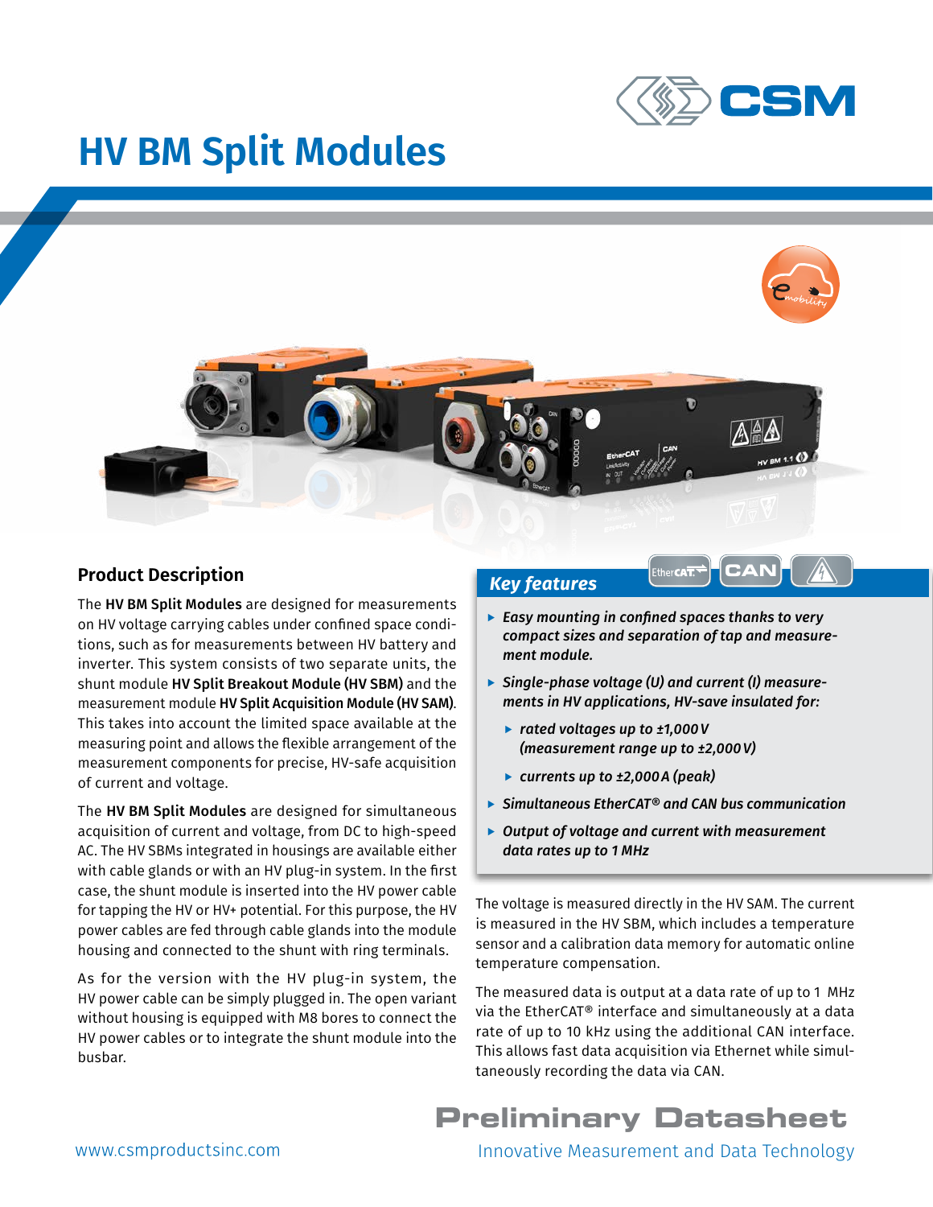// CSM

# HV BM Split Modules

## Product Description

The **HV BM Split Modules** are designed for measurements on HV voltage carrying cables under confined space conditions, such as for measurements between HV battery and inverter. This system consists of two separate units, the shunt module **HV Split Breakout Module (HV SBM)** and the measurement module **HV Split Acquisition Module (HV SAM)**. This takes into account the limited space available at the measuring point and allows the flexible arrangement of the measurement components for precise, HV-safe acquisition of current and voltage.

The **HV BM Split Modules** are designed for simultaneous acquisition of current and voltage, from DC to high-speed AC. The HV SBMs integrated in housings are available either with cable glands or with an HV plug-in system. In the first case, the shunt module is inserted into the HV power cable for tapping the HV or HV+ potential. For this purpose, the HV power cables are fed through cable glands into the module housing and connected to the shunt with ring terminals.

As for the version with the HV plug-in system, the HV power cable can be simply plugged in. The open variant without housing is equipped with M8 bores to connect the HV power cables or to integrate the shunt module into the busbar.

## Key features

- ***Easy mounting in confined spaces thanks to very compact sizes and separation of tap and measurement module.***
- ***Single-phase voltage (U) and current (I) measurements in HV applications, HV-save insulated for:***
  - ***rated voltages up to ±1,000 V (measurement range up to ±2,000 V)***
  - ***currents up to ±2,000 A (peak)***
- ***Simultaneous EtherCAT® and CAN bus communication***
- ***Output of voltage and current with measurement data rates up to 1 MHz***

The voltage is measured directly in the HV SAM. The current is measured in the HV SBM, which includes a temperature sensor and a calibration data memory for automatic online temperature compensation.

The measured data is output at a data rate of up to 1 MHz via the EtherCAT® interface and simultaneously at a data rate of up to 10 kHz using the additional CAN interface. This allows fast data acquisition via Ethernet while simultaneously recording the data via CAN.

**Preliminary Datasheet**

www.csmproductsinc.com

Innovative Measurement and Data Technology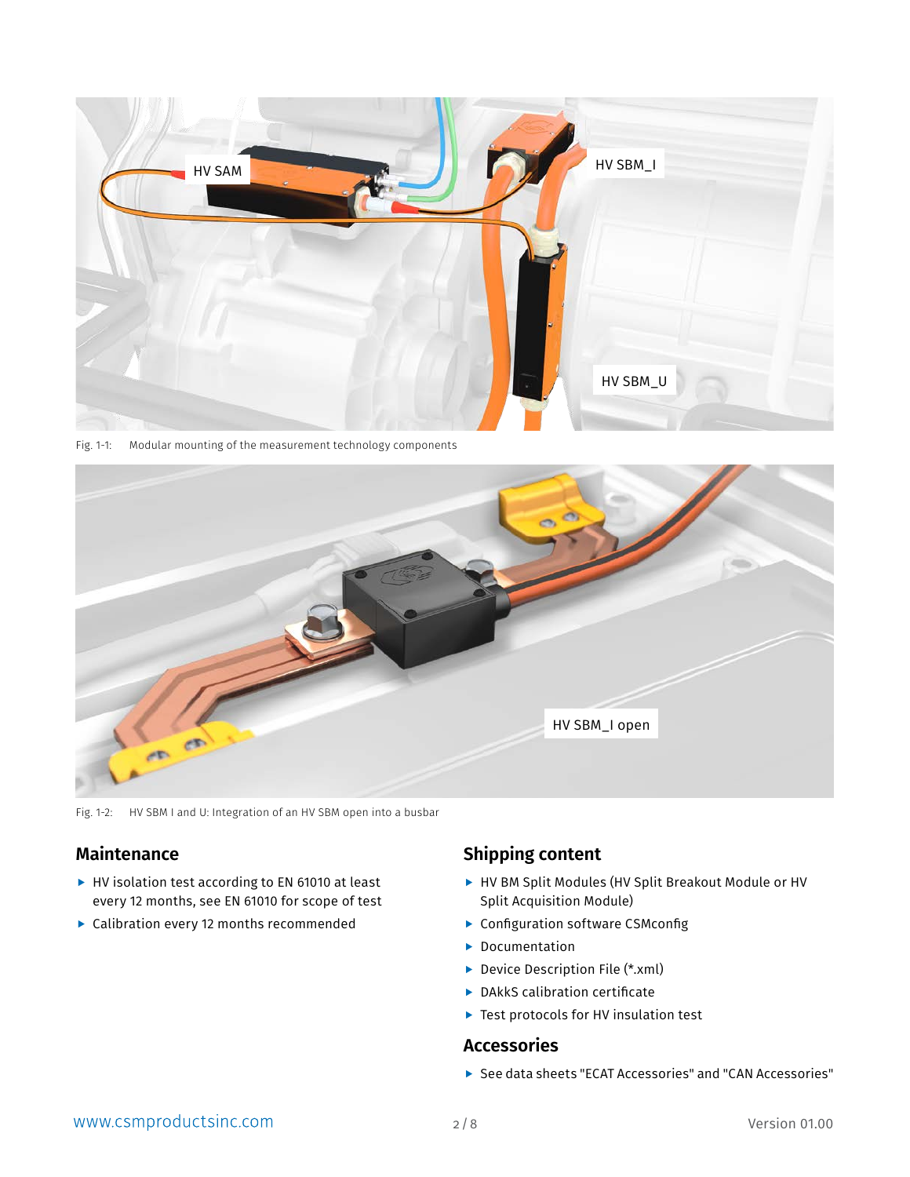Fig. 1-1: Modular mounting of the measurement technology components

Fig. 1-2: HV SBM I and U: Integration of an HV SBM open into a busbar

## Maintenance

- HV isolation test according to EN 61010 at least every 12 months, see EN 61010 for scope of test
- Calibration every 12 months recommended

## Shipping content

- HV BM Split Modules (HV Split Breakout Module or HV Split Acquisition Module)
- Configuration software CSMconfig
- Documentation
- Device Description File (*.xml)
- DAkkS calibration certificate
- Test protocols for HV insulation test

## Accessories

- See data sheets "ECAT Accessories" and "CAN Accessories"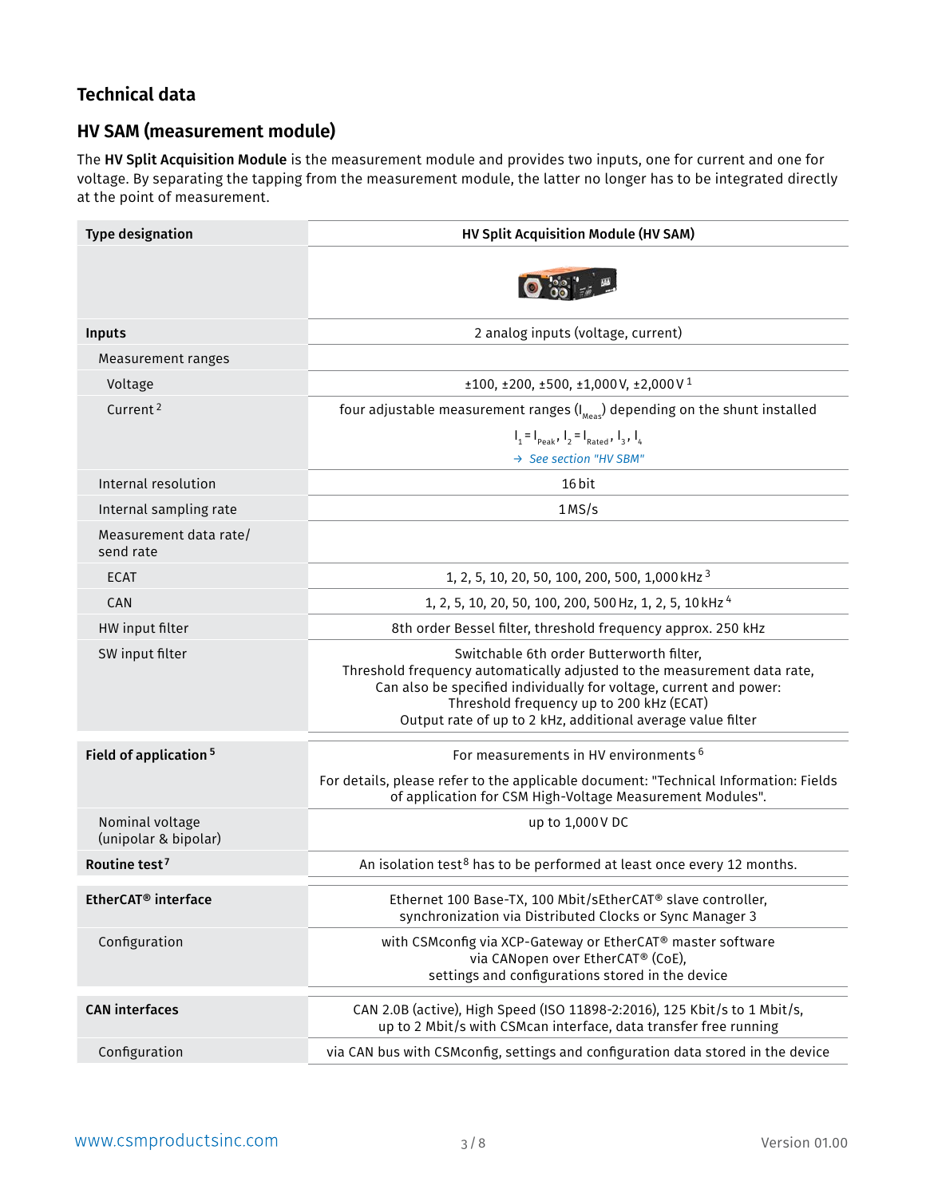## Technical data

## HV SAM (measurement module)

The **HV Split Acquisition Module** is the measurement module and provides two inputs, one for current and one for voltage. By separating the tapping from the measurement module, the latter no longer has to be integrated directly at the point of measurement.

| **Type designation** | **HV Split Acquisition Module (HV SAM)** |
|---|---|
| | |
| **Inputs** | 2 analog inputs (voltage, current) |
| Measurement ranges | |
| Voltage | ±100, ±200, ±500, ±1,000 V, ±2,000 V [1] |
| Current [2] | four adjustable measurement ranges ($I_{Meas}$) depending on the shunt installed<br>$I_1 = I_{Peak}$, $I_2 = I_{Rated}$, $I_3$, $I_4$<br>→ *See section "HV SBM"* |
| Internal resolution | 16 bit |
| Internal sampling rate | 1 MS/s |
| Measurement data rate/ send rate | |
| ECAT | 1, 2, 5, 10, 20, 50, 100, 200, 500, 1,000 kHz [3] |
| CAN | 1, 2, 5, 10, 20, 50, 100, 200, 500 Hz, 1, 2, 5, 10 kHz [4] |
| HW input filter | 8th order Bessel filter, threshold frequency approx. 250 kHz |
| SW input filter | Switchable 6th order Butterworth filter,<br>Threshold frequency automatically adjusted to the measurement data rate,<br>Can also be specified individually for voltage, current and power:<br>Threshold frequency up to 200 kHz (ECAT)<br>Output rate of up to 2 kHz, additional average value filter |
| **Field of application [5]** | For measurements in HV environments [6]<br>For details, please refer to the applicable document: "Technical Information: Fields of application for CSM High-Voltage Measurement Modules". |
| Nominal voltage (unipolar & bipolar) | up to 1,000 V DC |
| **Routine test [7]** | An isolation test [8] has to be performed at least once every 12 months. |
| **EtherCAT® interface** | Ethernet 100 Base-TX, 100 Mbit/sEtherCAT® slave controller,<br>synchronization via Distributed Clocks or Sync Manager 3 |
| Configuration | with CSMconfig via XCP-Gateway or EtherCAT® master software<br>via CANopen over EtherCAT® (CoE),<br>settings and configurations stored in the device |
| **CAN interfaces** | CAN 2.0B (active), High Speed (ISO 11898-2:2016), 125 Kbit/s to 1 Mbit/s,<br>up to 2 Mbit/s with CSMcan interface, data transfer free running |
| Configuration | via CAN bus with CSMconfig, settings and configuration data stored in the device |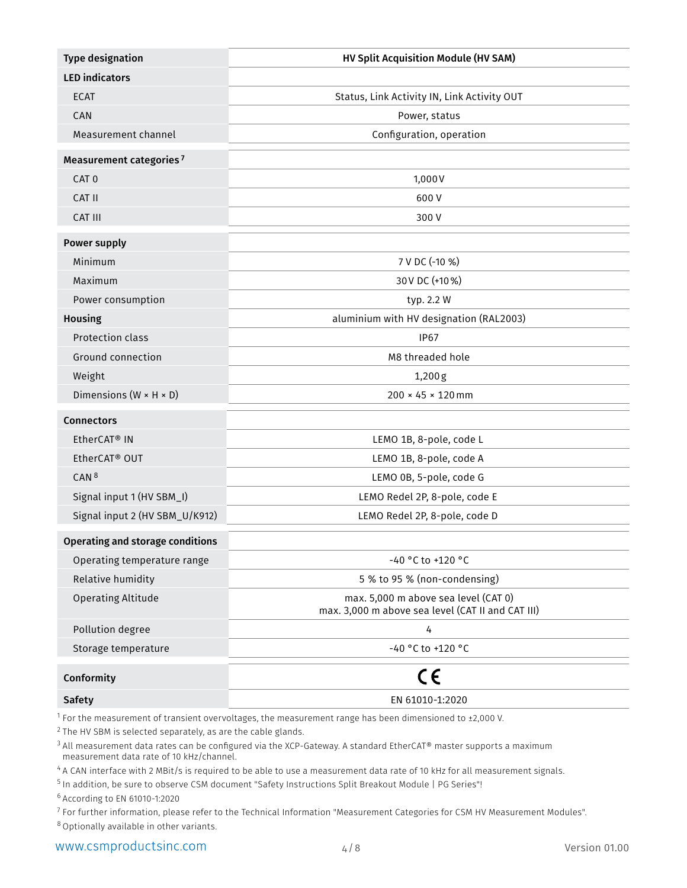| Type designation | HV Split Acquisition Module (HV SAM) |
| --- | --- |
| **LED indicators** | |
| ECAT | Status, Link Activity IN, Link Activity OUT |
| CAN | Power, status |
| Measurement channel | Configuration, operation |
| **Measurement categories** [7] | |
| CAT 0 | 1,000 V |
| CAT II | 600 V |
| CAT III | 300 V |
| **Power supply** | |
| Minimum | 7 V DC (-10 %) |
| Maximum | 30 V DC (+10 %) |
| Power consumption | typ. 2.2 W |
| **Housing** | aluminium with HV designation (RAL2003) |
| Protection class | IP67 |
| Ground connection | M8 threaded hole |
| Weight | 1,200 g |
| Dimensions (W × H × D) | 200 × 45 × 120 mm |
| **Connectors** | |
| EtherCAT® IN | LEMO 1B, 8-pole, code L |
| EtherCAT® OUT | LEMO 1B, 8-pole, code A |
| CAN [8] | LEMO 0B, 5-pole, code G |
| Signal input 1 (HV SBM_I) | LEMO Redel 2P, 8-pole, code E |
| Signal input 2 (HV SBM_U/K912) | LEMO Redel 2P, 8-pole, code D |
| **Operating and storage conditions** | |
| Operating temperature range | -40 °C to +120 °C |
| Relative humidity | 5 % to 95 % (non-condensing) |
| Operating Altitude | max. 5,000 m above sea level (CAT 0)<br>max. 3,000 m above sea level (CAT II and CAT III) |
| Pollution degree | 4 |
| Storage temperature | -40 °C to +120 °C |
| **Conformity** | CE |
| **Safety** | EN 61010-1:2020 |

[1] For the measurement of transient overvoltages, the measurement range has been dimensioned to ±2,000 V.

[2] The HV SBM is selected separately, as are the cable glands.

[3] All measurement data rates can be configured via the XCP-Gateway. A standard EtherCAT® master supports a maximum measurement data rate of 10 kHz/channel.

[4] A CAN interface with 2 MBit/s is required to be able to use a measurement data rate of 10 kHz for all measurement signals.

[5] In addition, be sure to observe CSM document "Safety Instructions Split Breakout Module | PG Series"!

[6] According to EN 61010-1:2020

[7] For further information, please refer to the Technical Information "Measurement Categories for CSM HV Measurement Modules".

[8] Optionally available in other variants.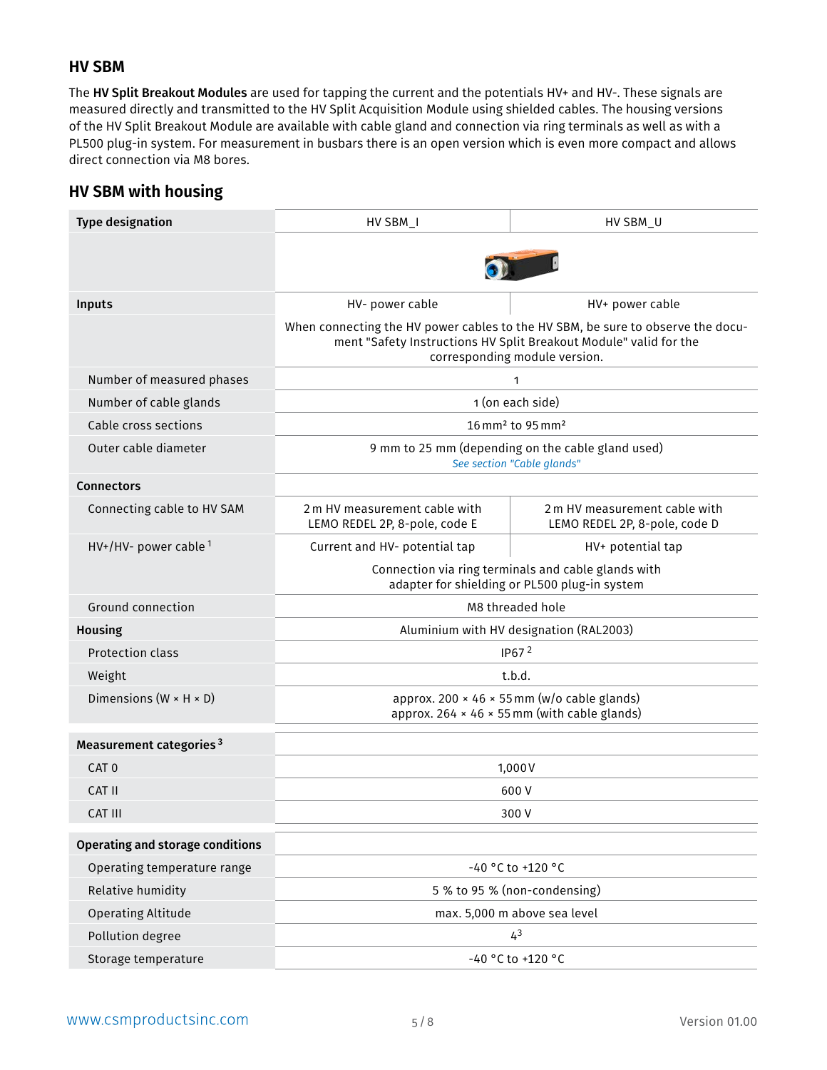## HV SBM

The **HV Split Breakout Modules** are used for tapping the current and the potentials HV+ and HV-. These signals are measured directly and transmitted to the HV Split Acquisition Module using shielded cables. The housing versions of the HV Split Breakout Module are available with cable gland and connection via ring terminals as well as with a PL500 plug-in system. For measurement in busbars there is an open version which is even more compact and allows direct connection via M8 bores.

## HV SBM with housing

| **Type designation** | HV SBM_I | HV SBM_U |
|---|---|---|
| | | |
| **Inputs** | HV- power cable | HV+ power cable |
| | When connecting the HV power cables to the HV SBM, be sure to observe the document "Safety Instructions HV Split Breakout Module" valid for the corresponding module version. | |
| Number of measured phases | 1 | |
| Number of cable glands | 1 (on each side) | |
| Cable cross sections | 16 mm² to 95 mm² | |
| Outer cable diameter | 9 mm to 25 mm (depending on the cable gland used) *See section "Cable glands"* | |
| **Connectors** | | |
| Connecting cable to HV SAM | 2 m HV measurement cable with LEMO REDEL 2P, 8-pole, code E | 2 m HV measurement cable with LEMO REDEL 2P, 8-pole, code D |
| HV+/HV- power cable [1] | Current and HV- potential tap | HV+ potential tap |
| | Connection via ring terminals and cable glands with adapter for shielding or PL500 plug-in system | |
| Ground connection | M8 threaded hole | |
| **Housing** | Aluminium with HV designation (RAL2003) | |
| Protection class | IP67 [2] | |
| Weight | t.b.d. | |
| Dimensions (W × H × D) | approx. 200 × 46 × 55 mm (w/o cable glands) approx. 264 × 46 × 55 mm (with cable glands) | |
| **Measurement categories** [3] | | |
| CAT 0 | 1,000 V | |
| CAT II | 600 V | |
| CAT III | 300 V | |
| **Operating and storage conditions** | | |
| Operating temperature range | -40 °C to +120 °C | |
| Relative humidity | 5 % to 95 % (non-condensing) | |
| Operating Altitude | max. 5,000 m above sea level | |
| Pollution degree | 4[3] | |
| Storage temperature | -40 °C to +120 °C | |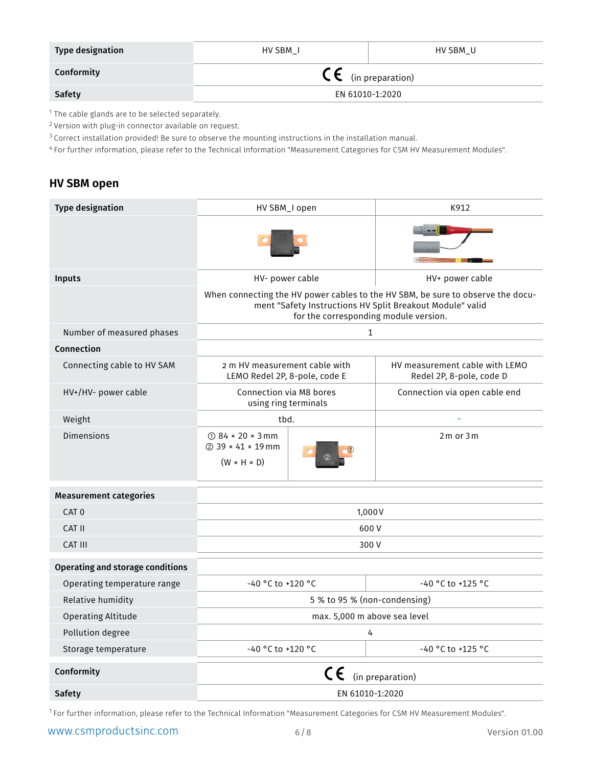| Type designation | HV SBM_I | HV SBM_U |
| --- | --- | --- |
| Conformity | CE (in preparation) | |
| Safety | EN 61010-1:2020 | |

[1] The cable glands are to be selected separately.
[2] Version with plug-in connector available on request.
[3] Correct installation provided! Be sure to observe the mounting instructions in the installation manual.
[4] For further information, please refer to the Technical Information "Measurement Categories for CSM HV Measurement Modules".

## HV SBM open

| Type designation | HV SBM_I open | K912 |
| --- | --- | --- |
| | | |
| **Inputs** | HV- power cable | HV+ power cable |
| | When connecting the HV power cables to the HV SBM, be sure to observe the document "Safety Instructions HV Split Breakout Module" valid for the corresponding module version. | |
| Number of measured phases | 1 | |
| **Connection** | | |
| Connecting cable to HV SAM | 2 m HV measurement cable with LEMO Redel 2P, 8-pole, code E | HV measurement cable with LEMO Redel 2P, 8-pole, code D |
| HV+/HV- power cable | Connection via M8 bores using ring terminals | Connection via open cable end |
| Weight | tbd. | - |
| Dimensions | ① 84 × 20 × 3 mm<br>② 39 × 41 × 19 mm<br>(W × H × D) | 2 m or 3 m |
| **Measurement categories** | | |
| CAT 0 | 1,000 V | |
| CAT II | 600 V | |
| CAT III | 300 V | |
| **Operating and storage conditions** | | |
| Operating temperature range | -40 °C to +120 °C | -40 °C to +125 °C |
| Relative humidity | 5 % to 95 % (non-condensing) | |
| Operating Altitude | max. 5,000 m above sea level | |
| Pollution degree | 4 | |
| Storage temperature | -40 °C to +120 °C | -40 °C to +125 °C |
| **Conformity** | CE (in preparation) | |
| **Safety** | EN 61010-1:2020 | |

[1] For further information, please refer to the Technical Information "Measurement Categories for CSM HV Measurement Modules".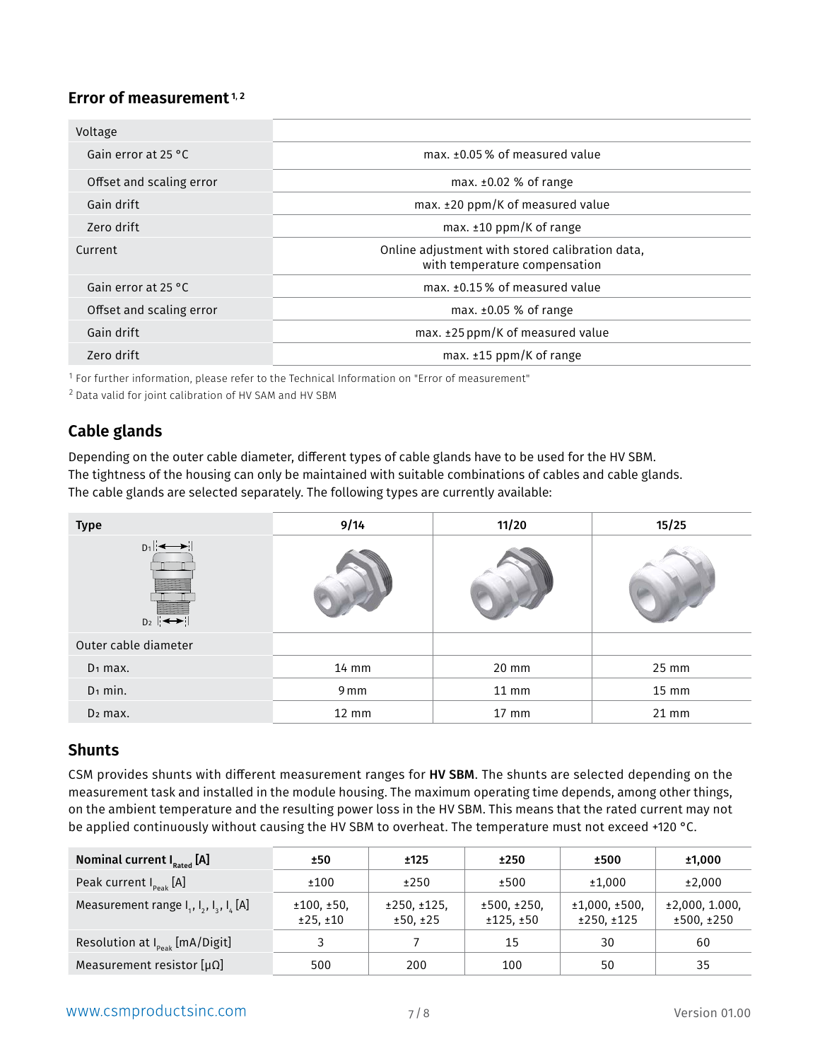## Error of measurement[1, 2]

| | |
|---|---|
| Voltage | |
| Gain error at 25 °C | max. ±0.05 % of measured value |
| Offset and scaling error | max. ±0.02 % of range |
| Gain drift | max. ±20 ppm/K of measured value |
| Zero drift | max. ±10 ppm/K of range |
| Current | Online adjustment with stored calibration data, with temperature compensation |
| Gain error at 25 °C | max. ±0.15 % of measured value |
| Offset and scaling error | max. ±0.05 % of range |
| Gain drift | max. ±25 ppm/K of measured value |
| Zero drift | max. ±15 ppm/K of range |

[1] For further information, please refer to the Technical Information on "Error of measurement"

[2] Data valid for joint calibration of HV SAM and HV SBM

## Cable glands

Depending on the outer cable diameter, different types of cable glands have to be used for the HV SBM. The tightness of the housing can only be maintained with suitable combinations of cables and cable glands. The cable glands are selected separately. The following types are currently available:

| Type | 9/14 | 11/20 | 15/25 |
|---|---|---|---|
| Outer cable diameter | | | |
| $D_1$ max. | 14 mm | 20 mm | 25 mm |
| $D_1$ min. | 9 mm | 11 mm | 15 mm |
| $D_2$ max. | 12 mm | 17 mm | 21 mm |

## Shunts

CSM provides shunts with different measurement ranges for **HV SBM**. The shunts are selected depending on the measurement task and installed in the module housing. The maximum operating time depends, among other things, on the ambient temperature and the resulting power loss in the HV SBM. This means that the rated current may not be applied continuously without causing the HV SBM to overheat. The temperature must not exceed +120 °C.

| **Nominal current $I_{Rated}$ [A]** | **±50** | **±125** | **±250** | **±500** | **±1,000** |
|---|---|---|---|---|---|
| Peak current $I_{Peak}$ [A] | ±100 | ±250 | ±500 | ±1,000 | ±2,000 |
| Measurement range $I_1$, $I_2$, $I_3$, $I_4$ [A] | ±100, ±50, ±25, ±10 | ±250, ±125, ±50, ±25 | ±500, ±250, ±125, ±50 | ±1,000, ±500, ±250, ±125 | ±2,000, 1.000, ±500, ±250 |
| Resolution at $I_{Peak}$ [mA/Digit] | 3 | 7 | 15 | 30 | 60 |
| Measurement resistor [µΩ] | 500 | 200 | 100 | 50 | 35 |

www.csmproductsinc.com

Version 01.00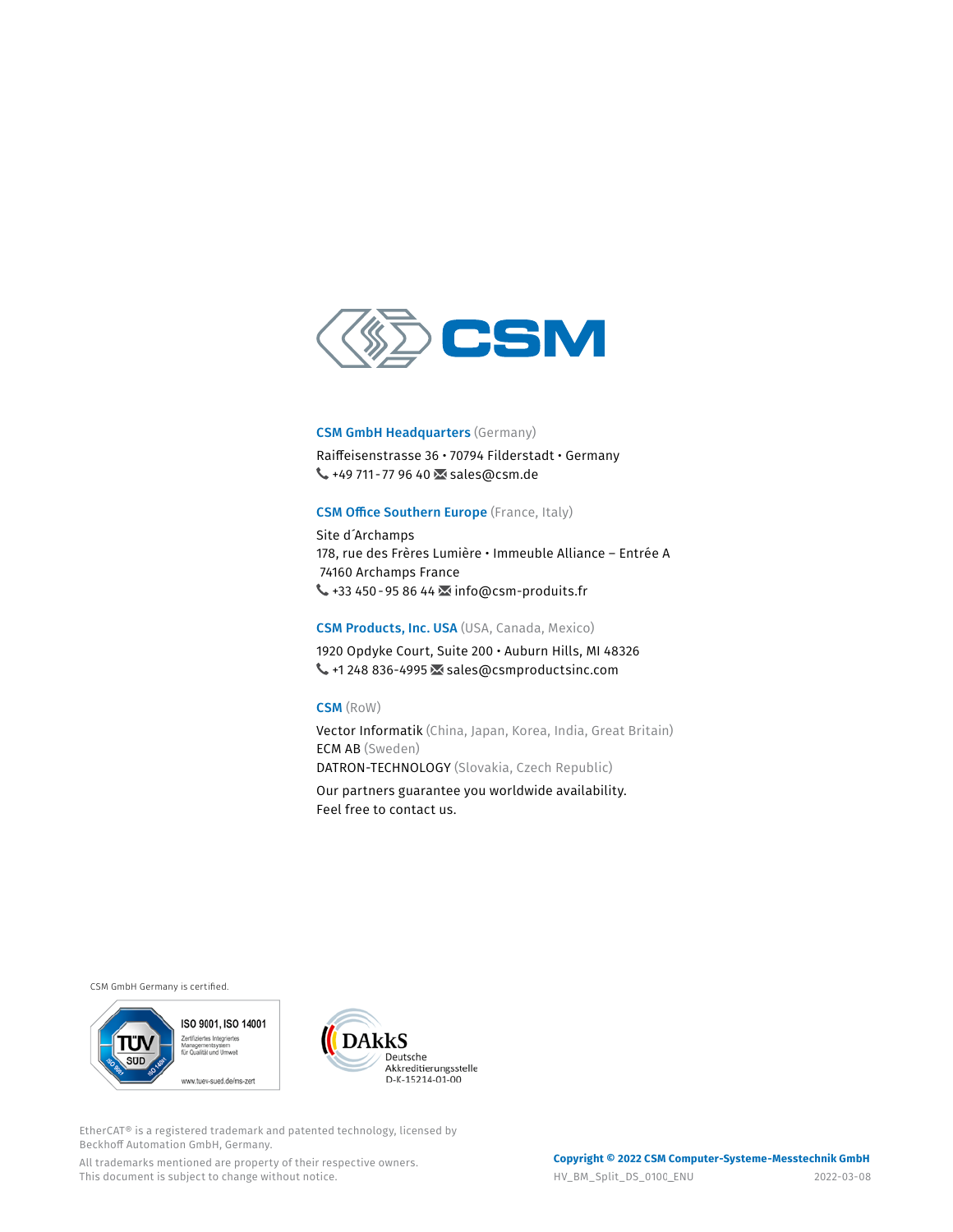**CSM GmbH Headquarters** (Germany)

Raiffeisenstrasse 36 • 70794 Filderstadt • Germany
+49 711-77 96 40 sales@csm.de

**CSM Office Southern Europe** (France, Italy)

Site d´Archamps
178, rue des Frères Lumière • Immeuble Alliance – Entrée A
74160 Archamps France
+33 450-95 86 44 info@csm-produits.fr

**CSM Products, Inc. USA** (USA, Canada, Mexico)

1920 Opdyke Court, Suite 200 • Auburn Hills, MI 48326
+1 248 836-4995 sales@csmproductsinc.com

**CSM** (RoW)

Vector Informatik (China, Japan, Korea, India, Great Britain)
ECM AB (Sweden)
DATRON-TECHNOLOGY (Slovakia, Czech Republic)

Our partners guarantee you worldwide availability.
Feel free to contact us.

CSM GmbH Germany is certified.

ISO 9001, ISO 14001
Zertifiziertes Integriertes Managementsystem für Qualität und Umwelt
www.tuev-sued.de/ms-zert

DAkkS Deutsche Akkreditierungsstelle D-K-15214-01-00

EtherCAT® is a registered trademark and patented technology, licensed by Beckhoff Automation GmbH, Germany.

All trademarks mentioned are property of their respective owners.
This document is subject to change without notice.

**Copyright © 2022 CSM Computer-Systeme-Messtechnik GmbH**

HV_BM_Split_DS_0100_ENU 2022-03-08